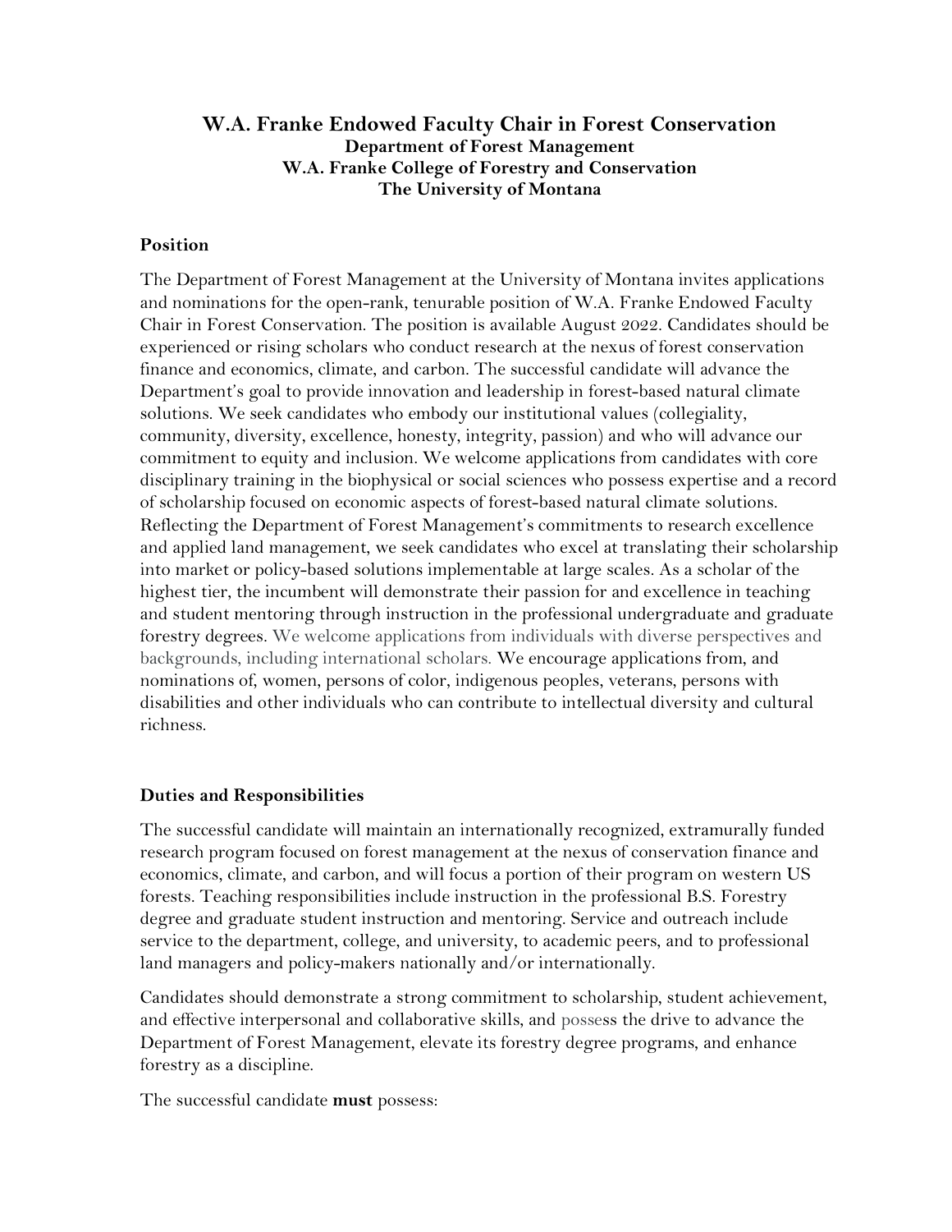# W.A. Franke Endowed Faculty Chair in Forest Conservation

**Department of Forest Management**
**W.A. Franke College of Forestry and Conservation**
**The University of Montana**

## Position

The Department of Forest Management at the University of Montana invites applications and nominations for the open-rank, tenurable position of W.A. Franke Endowed Faculty Chair in Forest Conservation. The position is available August 2022. Candidates should be experienced or rising scholars who conduct research at the nexus of forest conservation finance and economics, climate, and carbon. The successful candidate will advance the Department's goal to provide innovation and leadership in forest-based natural climate solutions. We seek candidates who embody our institutional values (collegiality, community, diversity, excellence, honesty, integrity, passion) and who will advance our commitment to equity and inclusion. We welcome applications from candidates with core disciplinary training in the biophysical or social sciences who possess expertise and a record of scholarship focused on economic aspects of forest-based natural climate solutions. Reflecting the Department of Forest Management's commitments to research excellence and applied land management, we seek candidates who excel at translating their scholarship into market or policy-based solutions implementable at large scales. As a scholar of the highest tier, the incumbent will demonstrate their passion for and excellence in teaching and student mentoring through instruction in the professional undergraduate and graduate forestry degrees. We welcome applications from individuals with diverse perspectives and backgrounds, including international scholars. We encourage applications from, and nominations of, women, persons of color, indigenous peoples, veterans, persons with disabilities and other individuals who can contribute to intellectual diversity and cultural richness.

## Duties and Responsibilities

The successful candidate will maintain an internationally recognized, extramurally funded research program focused on forest management at the nexus of conservation finance and economics, climate, and carbon, and will focus a portion of their program on western US forests. Teaching responsibilities include instruction in the professional B.S. Forestry degree and graduate student instruction and mentoring. Service and outreach include service to the department, college, and university, to academic peers, and to professional land managers and policy-makers nationally and/or internationally.

Candidates should demonstrate a strong commitment to scholarship, student achievement, and effective interpersonal and collaborative skills, and possess the drive to advance the Department of Forest Management, elevate its forestry degree programs, and enhance forestry as a discipline.

The successful candidate **must** possess: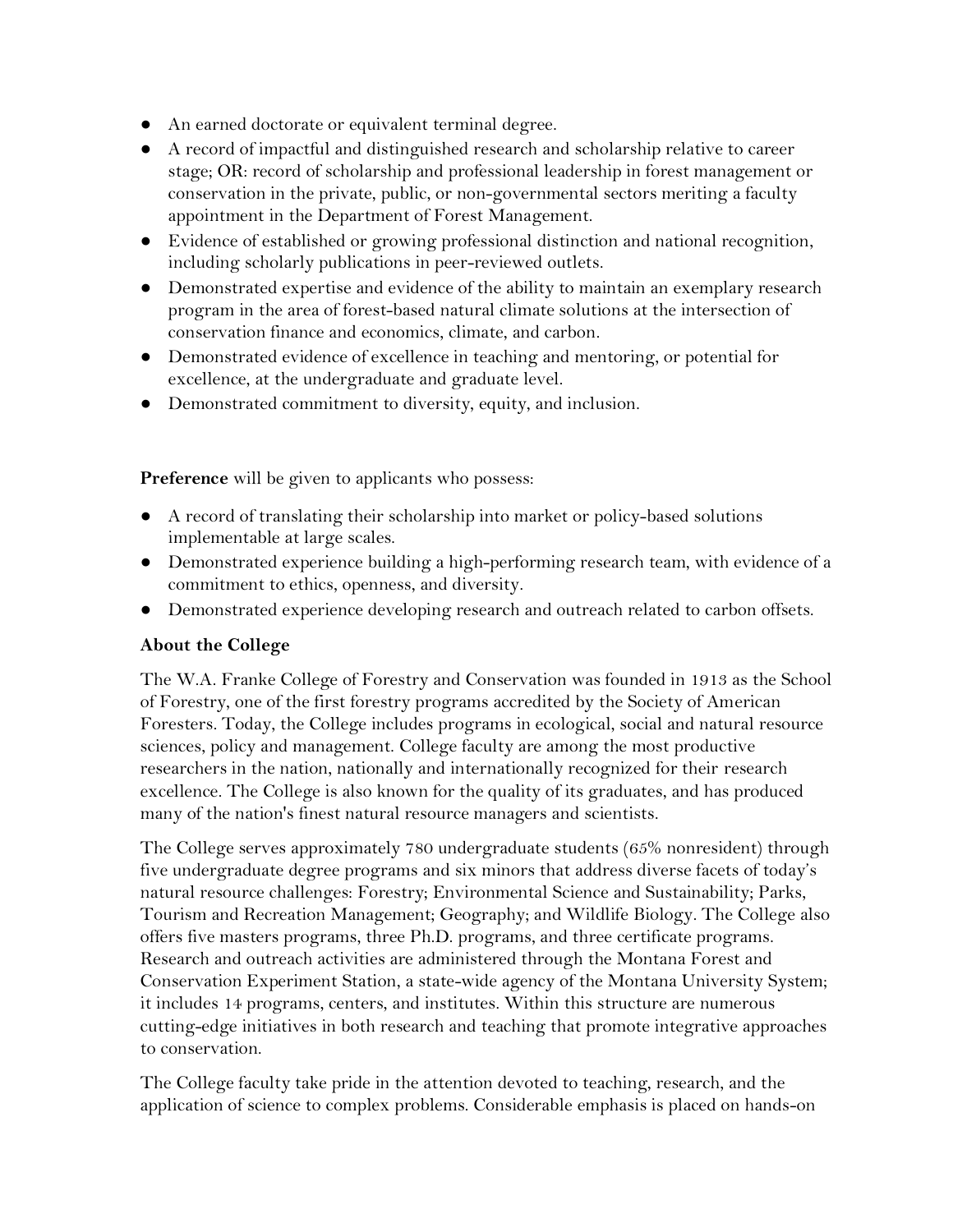- An earned doctorate or equivalent terminal degree.
- A record of impactful and distinguished research and scholarship relative to career stage; OR: record of scholarship and professional leadership in forest management or conservation in the private, public, or non-governmental sectors meriting a faculty appointment in the Department of Forest Management.
- Evidence of established or growing professional distinction and national recognition, including scholarly publications in peer-reviewed outlets.
- Demonstrated expertise and evidence of the ability to maintain an exemplary research program in the area of forest-based natural climate solutions at the intersection of conservation finance and economics, climate, and carbon.
- Demonstrated evidence of excellence in teaching and mentoring, or potential for excellence, at the undergraduate and graduate level.
- Demonstrated commitment to diversity, equity, and inclusion.

**Preference** will be given to applicants who possess:

- A record of translating their scholarship into market or policy-based solutions implementable at large scales.
- Demonstrated experience building a high-performing research team, with evidence of a commitment to ethics, openness, and diversity.
- Demonstrated experience developing research and outreach related to carbon offsets.

**About the College**

The W.A. Franke College of Forestry and Conservation was founded in 1913 as the School of Forestry, one of the first forestry programs accredited by the Society of American Foresters. Today, the College includes programs in ecological, social and natural resource sciences, policy and management. College faculty are among the most productive researchers in the nation, nationally and internationally recognized for their research excellence. The College is also known for the quality of its graduates, and has produced many of the nation's finest natural resource managers and scientists.

The College serves approximately 780 undergraduate students (65% nonresident) through five undergraduate degree programs and six minors that address diverse facets of today's natural resource challenges: Forestry; Environmental Science and Sustainability; Parks, Tourism and Recreation Management; Geography; and Wildlife Biology. The College also offers five masters programs, three Ph.D. programs, and three certificate programs. Research and outreach activities are administered through the Montana Forest and Conservation Experiment Station, a state-wide agency of the Montana University System; it includes 14 programs, centers, and institutes. Within this structure are numerous cutting-edge initiatives in both research and teaching that promote integrative approaches to conservation.

The College faculty take pride in the attention devoted to teaching, research, and the application of science to complex problems. Considerable emphasis is placed on hands-on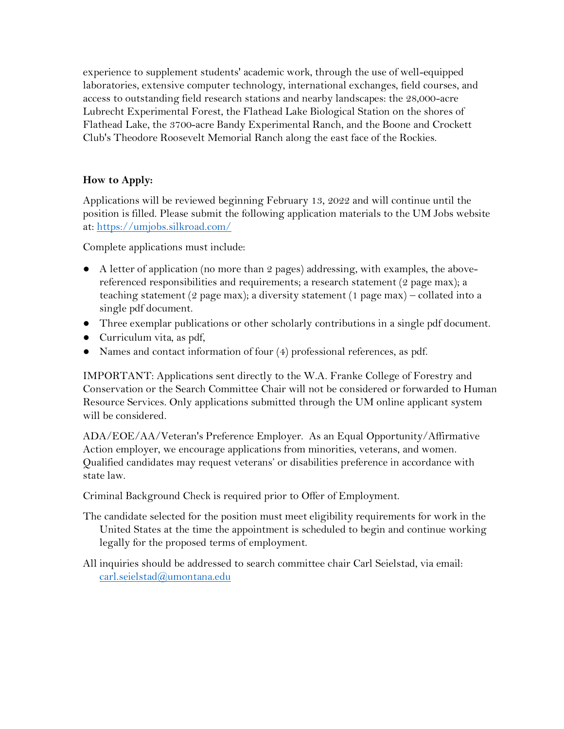experience to supplement students' academic work, through the use of well-equipped laboratories, extensive computer technology, international exchanges, field courses, and access to outstanding field research stations and nearby landscapes: the 28,000-acre Lubrecht Experimental Forest, the Flathead Lake Biological Station on the shores of Flathead Lake, the 3700-acre Bandy Experimental Ranch, and the Boone and Crockett Club's Theodore Roosevelt Memorial Ranch along the east face of the Rockies.

**How to Apply:**

Applications will be reviewed beginning February 13, 2022 and will continue until the position is filled. Please submit the following application materials to the UM Jobs website at: [https://umjobs.silkroad.com/](https://umjobs.silkroad.com/)

Complete applications must include:

- A letter of application (no more than 2 pages) addressing, with examples, the above-referenced responsibilities and requirements; a research statement (2 page max); a teaching statement (2 page max); a diversity statement (1 page max) – collated into a single pdf document.
- Three exemplar publications or other scholarly contributions in a single pdf document.
- Curriculum vita, as pdf,
- Names and contact information of four (4) professional references, as pdf.

IMPORTANT: Applications sent directly to the W.A. Franke College of Forestry and Conservation or the Search Committee Chair will not be considered or forwarded to Human Resource Services. Only applications submitted through the UM online applicant system will be considered.

ADA/EOE/AA/Veteran's Preference Employer. As an Equal Opportunity/Affirmative Action employer, we encourage applications from minorities, veterans, and women. Qualified candidates may request veterans' or disabilities preference in accordance with state law.

Criminal Background Check is required prior to Offer of Employment.

The candidate selected for the position must meet eligibility requirements for work in the United States at the time the appointment is scheduled to begin and continue working legally for the proposed terms of employment.

All inquiries should be addressed to search committee chair Carl Seielstad, via email: [carl.seielstad@umontana.edu](mailto:carl.seielstad@umontana.edu)